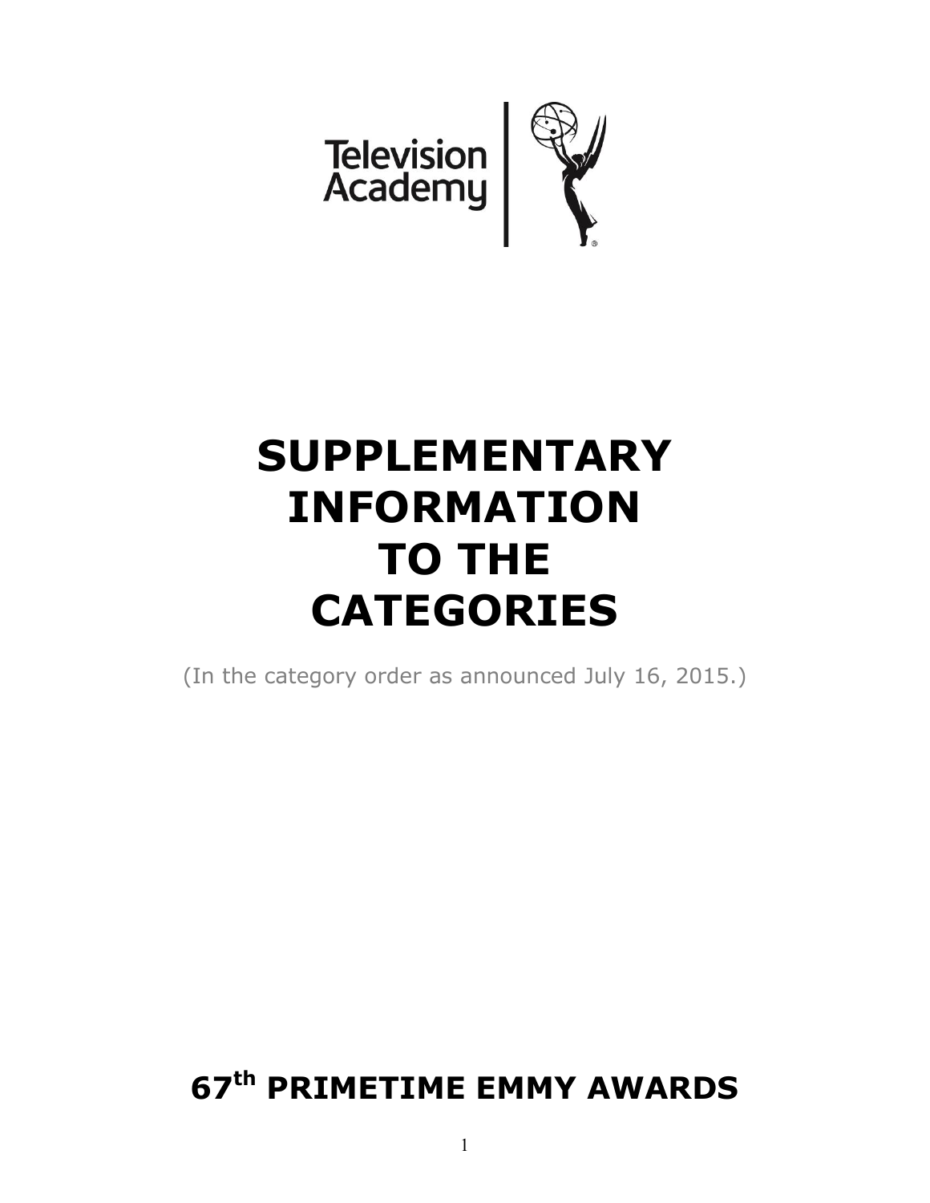Television Academy

# SUPPLEMENTARY INFORMATION TO THE CATEGORIES

(In the category order as announced July 16, 2015.)

## 67th PRIMETIME EMMY AWARDS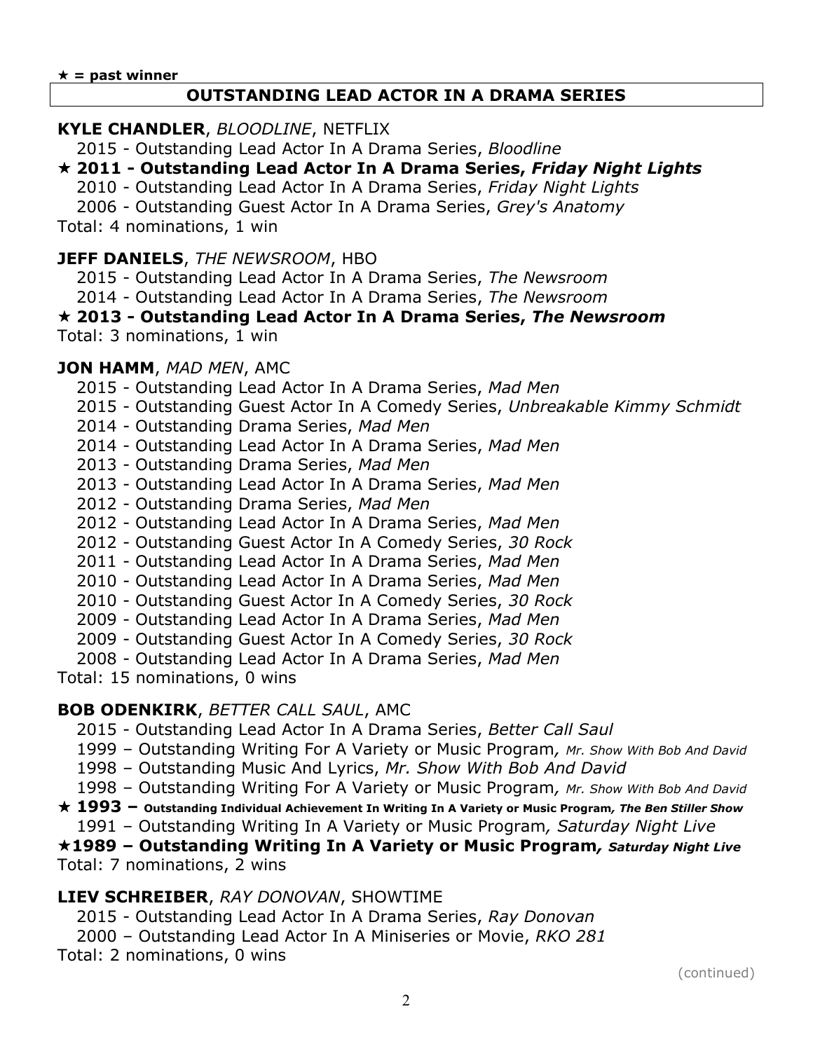★ **= past winner**

## OUTSTANDING LEAD ACTOR IN A DRAMA SERIES

**KYLE CHANDLER**, *BLOODLINE*, NETFLIX

2015 - Outstanding Lead Actor In A Drama Series, *Bloodline*
★ **2011 - Outstanding Lead Actor In A Drama Series, *Friday Night Lights***
2010 - Outstanding Lead Actor In A Drama Series, *Friday Night Lights*
2006 - Outstanding Guest Actor In A Drama Series, *Grey's Anatomy*
Total: 4 nominations, 1 win

**JEFF DANIELS**, *THE NEWSROOM*, HBO

2015 - Outstanding Lead Actor In A Drama Series, *The Newsroom*
2014 - Outstanding Lead Actor In A Drama Series, *The Newsroom*
★ **2013 - Outstanding Lead Actor In A Drama Series, *The Newsroom***
Total: 3 nominations, 1 win

**JON HAMM**, *MAD MEN*, AMC

2015 - Outstanding Lead Actor In A Drama Series, *Mad Men*
2015 - Outstanding Guest Actor In A Comedy Series, *Unbreakable Kimmy Schmidt*
2014 - Outstanding Drama Series, *Mad Men*
2014 - Outstanding Lead Actor In A Drama Series, *Mad Men*
2013 - Outstanding Drama Series, *Mad Men*
2013 - Outstanding Lead Actor In A Drama Series, *Mad Men*
2012 - Outstanding Drama Series, *Mad Men*
2012 - Outstanding Lead Actor In A Drama Series, *Mad Men*
2012 - Outstanding Guest Actor In A Comedy Series, *30 Rock*
2011 - Outstanding Lead Actor In A Drama Series, *Mad Men*
2010 - Outstanding Lead Actor In A Drama Series, *Mad Men*
2010 - Outstanding Guest Actor In A Comedy Series, *30 Rock*
2009 - Outstanding Lead Actor In A Drama Series, *Mad Men*
2009 - Outstanding Guest Actor In A Comedy Series, *30 Rock*
2008 - Outstanding Lead Actor In A Drama Series, *Mad Men*
Total: 15 nominations, 0 wins

**BOB ODENKIRK**, *BETTER CALL SAUL*, AMC

2015 - Outstanding Lead Actor In A Drama Series, *Better Call Saul*
1999 – Outstanding Writing For A Variety or Music Program, *Mr. Show With Bob And David*
1998 – Outstanding Music And Lyrics, *Mr. Show With Bob And David*
1998 – Outstanding Writing For A Variety or Music Program, *Mr. Show With Bob And David*
★ **1993 – Outstanding Individual Achievement In Writing In A Variety or Music Program, *The Ben Stiller Show***
1991 – Outstanding Writing In A Variety or Music Program, *Saturday Night Live*
★ **1989 – Outstanding Writing In A Variety or Music Program, *Saturday Night Live***
Total: 7 nominations, 2 wins

**LIEV SCHREIBER**, *RAY DONOVAN*, SHOWTIME

2015 - Outstanding Lead Actor In A Drama Series, *Ray Donovan*
2000 – Outstanding Lead Actor In A Miniseries or Movie, *RKO 281*
Total: 2 nominations, 0 wins

(continued)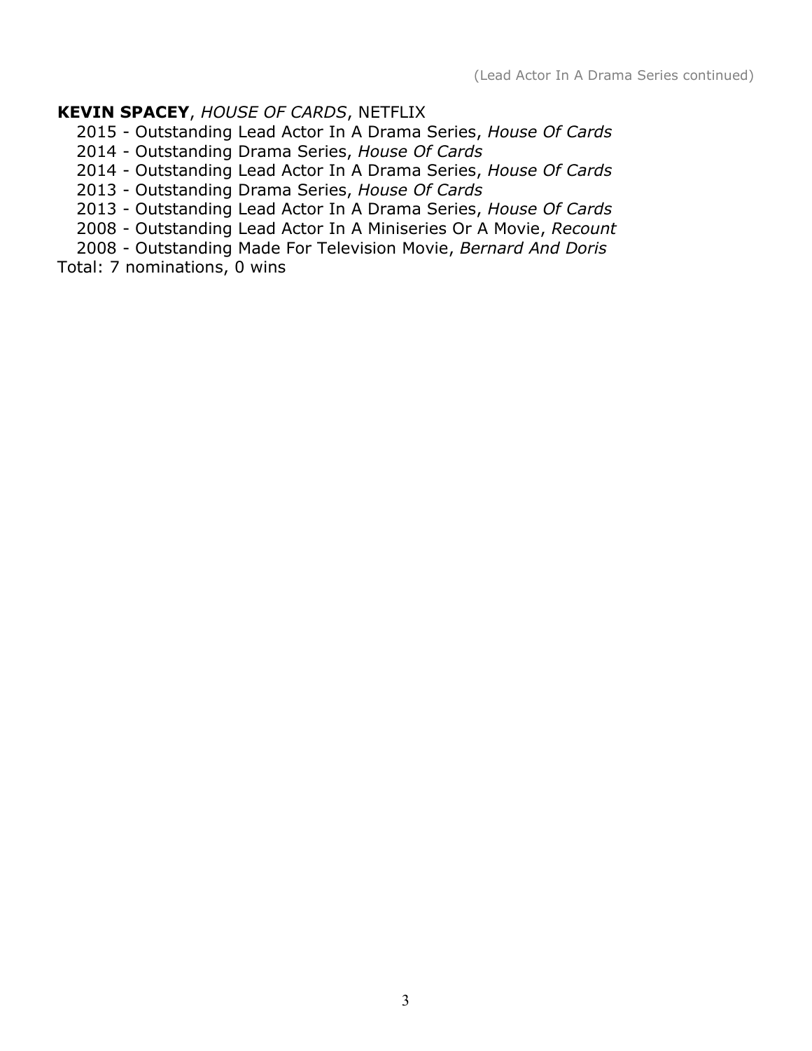(Lead Actor In A Drama Series continued)

**KEVIN SPACEY**, *HOUSE OF CARDS*, NETFLIX

- 2015 - Outstanding Lead Actor In A Drama Series, *House Of Cards*
- 2014 - Outstanding Drama Series, *House Of Cards*
- 2014 - Outstanding Lead Actor In A Drama Series, *House Of Cards*
- 2013 - Outstanding Drama Series, *House Of Cards*
- 2013 - Outstanding Lead Actor In A Drama Series, *House Of Cards*
- 2008 - Outstanding Lead Actor In A Miniseries Or A Movie, *Recount*
- 2008 - Outstanding Made For Television Movie, *Bernard And Doris*

Total: 7 nominations, 0 wins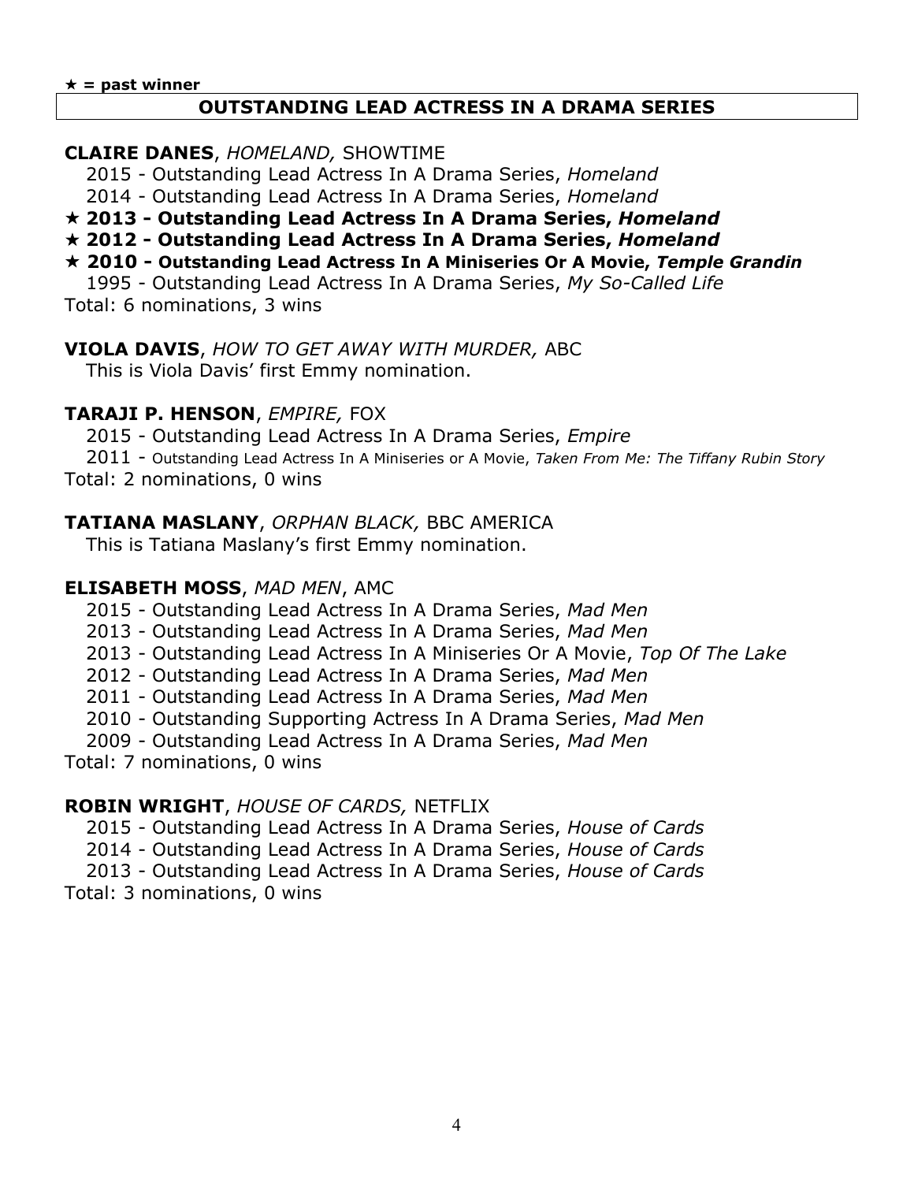★ **= past winner**

## OUTSTANDING LEAD ACTRESS IN A DRAMA SERIES

**CLAIRE DANES**, *HOMELAND,* SHOWTIME

2015 - Outstanding Lead Actress In A Drama Series, *Homeland*
2014 - Outstanding Lead Actress In A Drama Series, *Homeland*
★ **2013 - Outstanding Lead Actress In A Drama Series,** ***Homeland***
★ **2012 - Outstanding Lead Actress In A Drama Series,** ***Homeland***
★ **2010 - Outstanding Lead Actress In A Miniseries Or A Movie,** ***Temple Grandin***
1995 - Outstanding Lead Actress In A Drama Series, *My So-Called Life*
Total: 6 nominations, 3 wins

**VIOLA DAVIS**, *HOW TO GET AWAY WITH MURDER,* ABC

This is Viola Davis' first Emmy nomination.

**TARAJI P. HENSON**, *EMPIRE,* FOX

2015 - Outstanding Lead Actress In A Drama Series, *Empire*
2011 - Outstanding Lead Actress In A Miniseries or A Movie, *Taken From Me: The Tiffany Rubin Story*
Total: 2 nominations, 0 wins

**TATIANA MASLANY**, *ORPHAN BLACK,* BBC AMERICA

This is Tatiana Maslany's first Emmy nomination.

**ELISABETH MOSS**, *MAD MEN*, AMC

2015 - Outstanding Lead Actress In A Drama Series, *Mad Men*
2013 - Outstanding Lead Actress In A Drama Series, *Mad Men*
2013 - Outstanding Lead Actress In A Miniseries Or A Movie, *Top Of The Lake*
2012 - Outstanding Lead Actress In A Drama Series, *Mad Men*
2011 - Outstanding Lead Actress In A Drama Series, *Mad Men*
2010 - Outstanding Supporting Actress In A Drama Series, *Mad Men*
2009 - Outstanding Lead Actress In A Drama Series, *Mad Men*
Total: 7 nominations, 0 wins

**ROBIN WRIGHT**, *HOUSE OF CARDS,* NETFLIX

2015 - Outstanding Lead Actress In A Drama Series, *House of Cards*
2014 - Outstanding Lead Actress In A Drama Series, *House of Cards*
2013 - Outstanding Lead Actress In A Drama Series, *House of Cards*
Total: 3 nominations, 0 wins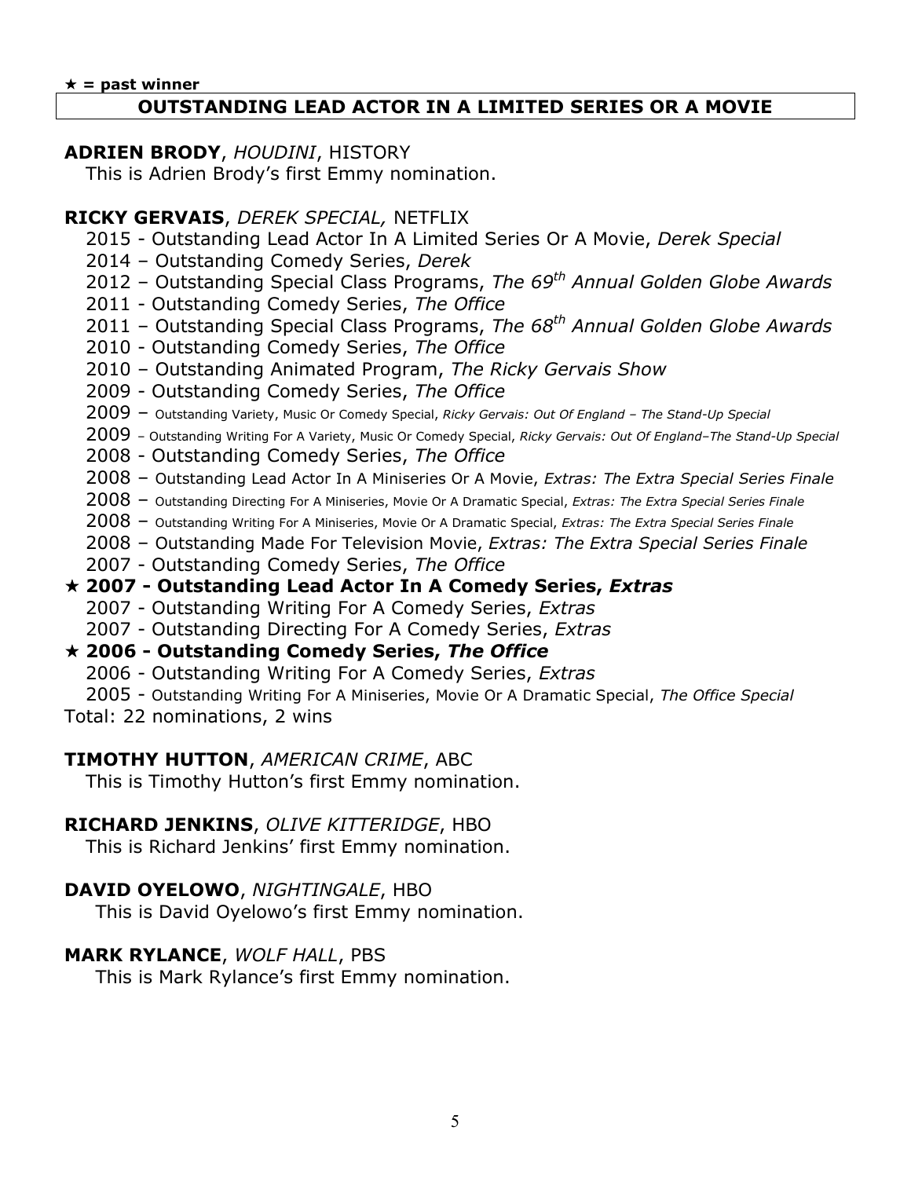★ = past winner

## OUTSTANDING LEAD ACTOR IN A LIMITED SERIES OR A MOVIE

**ADRIEN BRODY**, *HOUDINI*, HISTORY
This is Adrien Brody's first Emmy nomination.

**RICKY GERVAIS**, *DEREK SPECIAL,* NETFLIX
2015 - Outstanding Lead Actor In A Limited Series Or A Movie, *Derek Special*
2014 – Outstanding Comedy Series, *Derek*
2012 – Outstanding Special Class Programs, *The 69th Annual Golden Globe Awards*
2011 - Outstanding Comedy Series, *The Office*
2011 – Outstanding Special Class Programs, *The 68th Annual Golden Globe Awards*
2010 - Outstanding Comedy Series, *The Office*
2010 – Outstanding Animated Program, *The Ricky Gervais Show*
2009 - Outstanding Comedy Series, *The Office*
2009 – Outstanding Variety, Music Or Comedy Special, *Ricky Gervais: Out Of England – The Stand-Up Special*
2009 – Outstanding Writing For A Variety, Music Or Comedy Special, *Ricky Gervais: Out Of England–The Stand-Up Special*
2008 - Outstanding Comedy Series, *The Office*
2008 – Outstanding Lead Actor In A Miniseries Or A Movie, *Extras: The Extra Special Series Finale*
2008 – Outstanding Directing For A Miniseries, Movie Or A Dramatic Special, *Extras: The Extra Special Series Finale*
2008 – Outstanding Writing For A Miniseries, Movie Or A Dramatic Special, *Extras: The Extra Special Series Finale*
2008 – Outstanding Made For Television Movie, *Extras: The Extra Special Series Finale*
2007 - Outstanding Comedy Series, *The Office*
★ **2007 - Outstanding Lead Actor In A Comedy Series, *Extras***
2007 - Outstanding Writing For A Comedy Series, *Extras*
2007 - Outstanding Directing For A Comedy Series, *Extras*
★ **2006 - Outstanding Comedy Series, *The Office***
2006 - Outstanding Writing For A Comedy Series, *Extras*
2005 - Outstanding Writing For A Miniseries, Movie Or A Dramatic Special, *The Office Special*
Total: 22 nominations, 2 wins

**TIMOTHY HUTTON**, *AMERICAN CRIME*, ABC
This is Timothy Hutton's first Emmy nomination.

**RICHARD JENKINS**, *OLIVE KITTERIDGE*, HBO
This is Richard Jenkins' first Emmy nomination.

**DAVID OYELOWO**, *NIGHTINGALE*, HBO
This is David Oyelowo's first Emmy nomination.

**MARK RYLANCE**, *WOLF HALL*, PBS
This is Mark Rylance's first Emmy nomination.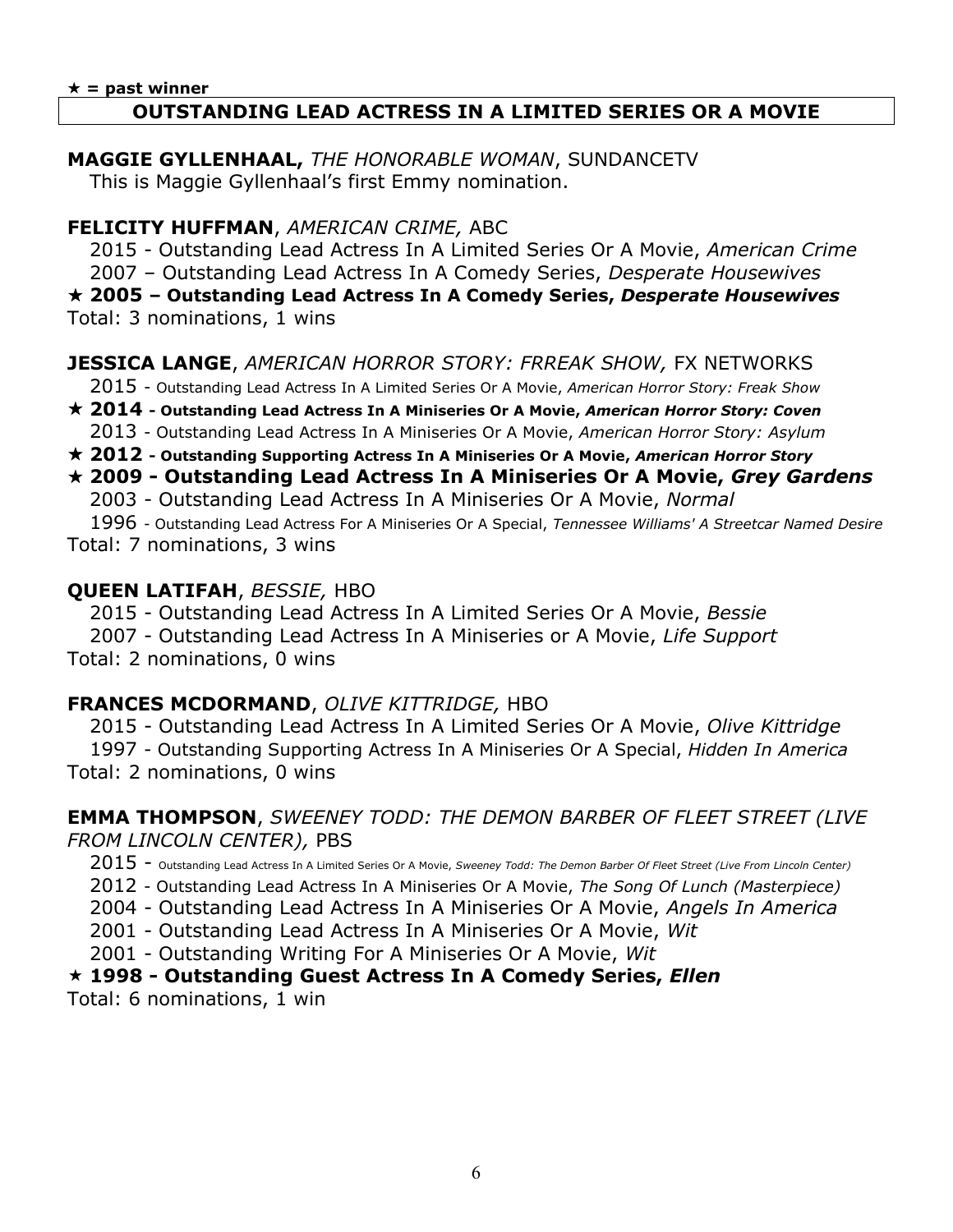★ = **past winner**

## OUTSTANDING LEAD ACTRESS IN A LIMITED SERIES OR A MOVIE

**MAGGIE GYLLENHAAL,** *THE HONORABLE WOMAN*, SUNDANCETV

This is Maggie Gyllenhaal's first Emmy nomination.

**FELICITY HUFFMAN**, *AMERICAN CRIME,* ABC

2015 - Outstanding Lead Actress In A Limited Series Or A Movie, *American Crime*
2007 – Outstanding Lead Actress In A Comedy Series, *Desperate Housewives*
★ **2005 – Outstanding Lead Actress In A Comedy Series, *Desperate Housewives***
Total: 3 nominations, 1 wins

**JESSICA LANGE**, *AMERICAN HORROR STORY: FRREAK SHOW,* FX NETWORKS

2015 - Outstanding Lead Actress In A Limited Series Or A Movie, *American Horror Story: Freak Show*
★ **2014 - Outstanding Lead Actress In A Miniseries Or A Movie, *American Horror Story: Coven***
2013 - Outstanding Lead Actress In A Miniseries Or A Movie, *American Horror Story: Asylum*
★ **2012 - Outstanding Supporting Actress In A Miniseries Or A Movie, *American Horror Story***
★ **2009 - Outstanding Lead Actress In A Miniseries Or A Movie, *Grey Gardens***
2003 - Outstanding Lead Actress In A Miniseries Or A Movie, *Normal*
1996 - Outstanding Lead Actress For A Miniseries Or A Special, *Tennessee Williams' A Streetcar Named Desire*
Total: 7 nominations, 3 wins

**QUEEN LATIFAH**, *BESSIE,* HBO

2015 - Outstanding Lead Actress In A Limited Series Or A Movie, *Bessie*
2007 - Outstanding Lead Actress In A Miniseries or A Movie, *Life Support*
Total: 2 nominations, 0 wins

**FRANCES MCDORMAND**, *OLIVE KITTRIDGE,* HBO

2015 - Outstanding Lead Actress In A Limited Series Or A Movie, *Olive Kittridge*
1997 - Outstanding Supporting Actress In A Miniseries Or A Special, *Hidden In America*
Total: 2 nominations, 0 wins

**EMMA THOMPSON**, *SWEENEY TODD: THE DEMON BARBER OF FLEET STREET (LIVE FROM LINCOLN CENTER),* PBS

2015 - Outstanding Lead Actress In A Limited Series Or A Movie, *Sweeney Todd: The Demon Barber Of Fleet Street (Live From Lincoln Center)*
2012 - Outstanding Lead Actress In A Miniseries Or A Movie, *The Song Of Lunch (Masterpiece)*
2004 - Outstanding Lead Actress In A Miniseries Or A Movie, *Angels In America*
2001 - Outstanding Lead Actress In A Miniseries Or A Movie, *Wit*
2001 - Outstanding Writing For A Miniseries Or A Movie, *Wit*
★ **1998 - Outstanding Guest Actress In A Comedy Series, *Ellen***
Total: 6 nominations, 1 win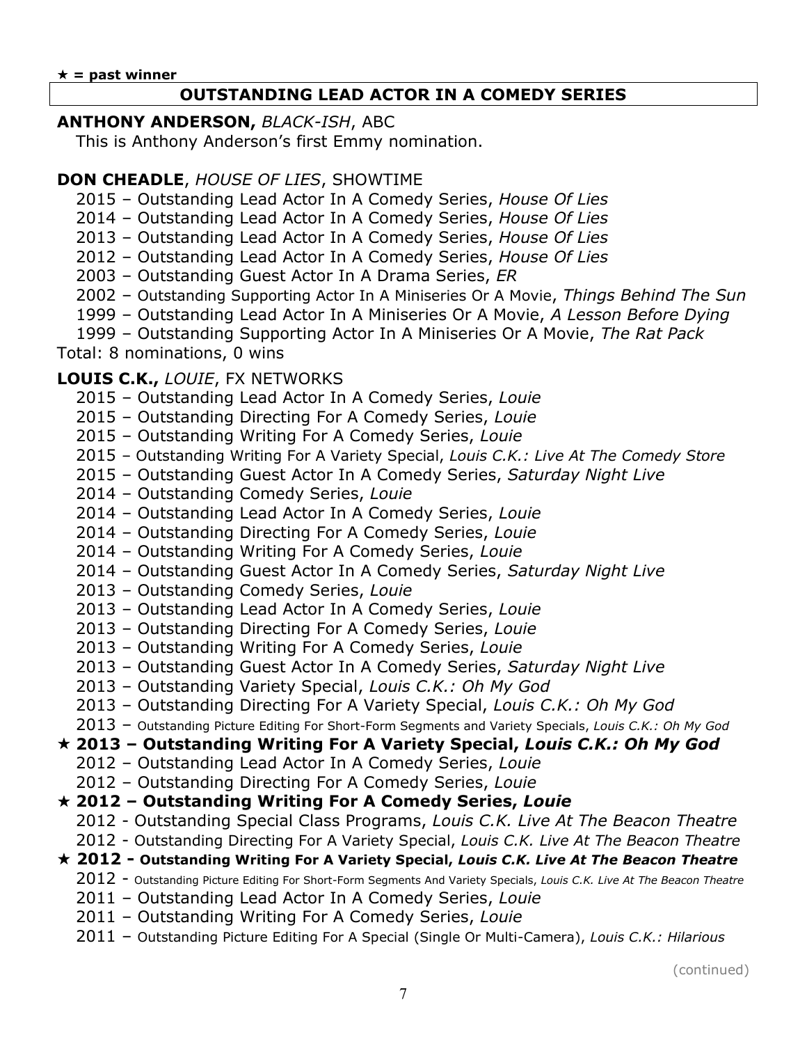★ **= past winner**

## OUTSTANDING LEAD ACTOR IN A COMEDY SERIES

**ANTHONY ANDERSON,** *BLACK-ISH*, ABC

This is Anthony Anderson's first Emmy nomination.

**DON CHEADLE**, *HOUSE OF LIES*, SHOWTIME

2015 – Outstanding Lead Actor In A Comedy Series, *House Of Lies*
2014 – Outstanding Lead Actor In A Comedy Series, *House Of Lies*
2013 – Outstanding Lead Actor In A Comedy Series, *House Of Lies*
2012 – Outstanding Lead Actor In A Comedy Series, *House Of Lies*
2003 – Outstanding Guest Actor In A Drama Series, *ER*
2002 – Outstanding Supporting Actor In A Miniseries Or A Movie, *Things Behind The Sun*
1999 – Outstanding Lead Actor In A Miniseries Or A Movie, *A Lesson Before Dying*
1999 – Outstanding Supporting Actor In A Miniseries Or A Movie, *The Rat Pack*

Total: 8 nominations, 0 wins

**LOUIS C.K.,** *LOUIE*, FX NETWORKS

2015 – Outstanding Lead Actor In A Comedy Series, *Louie*
2015 – Outstanding Directing For A Comedy Series, *Louie*
2015 – Outstanding Writing For A Comedy Series, *Louie*
2015 – Outstanding Writing For A Variety Special, *Louis C.K.: Live At The Comedy Store*
2015 – Outstanding Guest Actor In A Comedy Series, *Saturday Night Live*
2014 – Outstanding Comedy Series, *Louie*
2014 – Outstanding Lead Actor In A Comedy Series, *Louie*
2014 – Outstanding Directing For A Comedy Series, *Louie*
2014 – Outstanding Writing For A Comedy Series, *Louie*
2014 – Outstanding Guest Actor In A Comedy Series, *Saturday Night Live*
2013 – Outstanding Comedy Series, *Louie*
2013 – Outstanding Lead Actor In A Comedy Series, *Louie*
2013 – Outstanding Directing For A Comedy Series, *Louie*
2013 – Outstanding Writing For A Comedy Series, *Louie*
2013 – Outstanding Guest Actor In A Comedy Series, *Saturday Night Live*
2013 – Outstanding Variety Special, *Louis C.K.: Oh My God*
2013 – Outstanding Directing For A Variety Special, *Louis C.K.: Oh My God*
2013 – Outstanding Picture Editing For Short-Form Segments and Variety Specials, *Louis C.K.: Oh My God*
★ **2013 – Outstanding Writing For A Variety Special, *Louis C.K.: Oh My God***
2012 – Outstanding Lead Actor In A Comedy Series, *Louie*
2012 – Outstanding Directing For A Comedy Series, *Louie*
★ **2012 – Outstanding Writing For A Comedy Series, *Louie***
2012 - Outstanding Special Class Programs, *Louis C.K. Live At The Beacon Theatre*
2012 - Outstanding Directing For A Variety Special, *Louis C.K. Live At The Beacon Theatre*
★ **2012 - Outstanding Writing For A Variety Special, *Louis C.K. Live At The Beacon Theatre***
2012 - Outstanding Picture Editing For Short-Form Segments And Variety Specials, *Louis C.K. Live At The Beacon Theatre*
2011 – Outstanding Lead Actor In A Comedy Series, *Louie*
2011 – Outstanding Writing For A Comedy Series, *Louie*
2011 – Outstanding Picture Editing For A Special (Single Or Multi-Camera), *Louis C.K.: Hilarious*

(continued)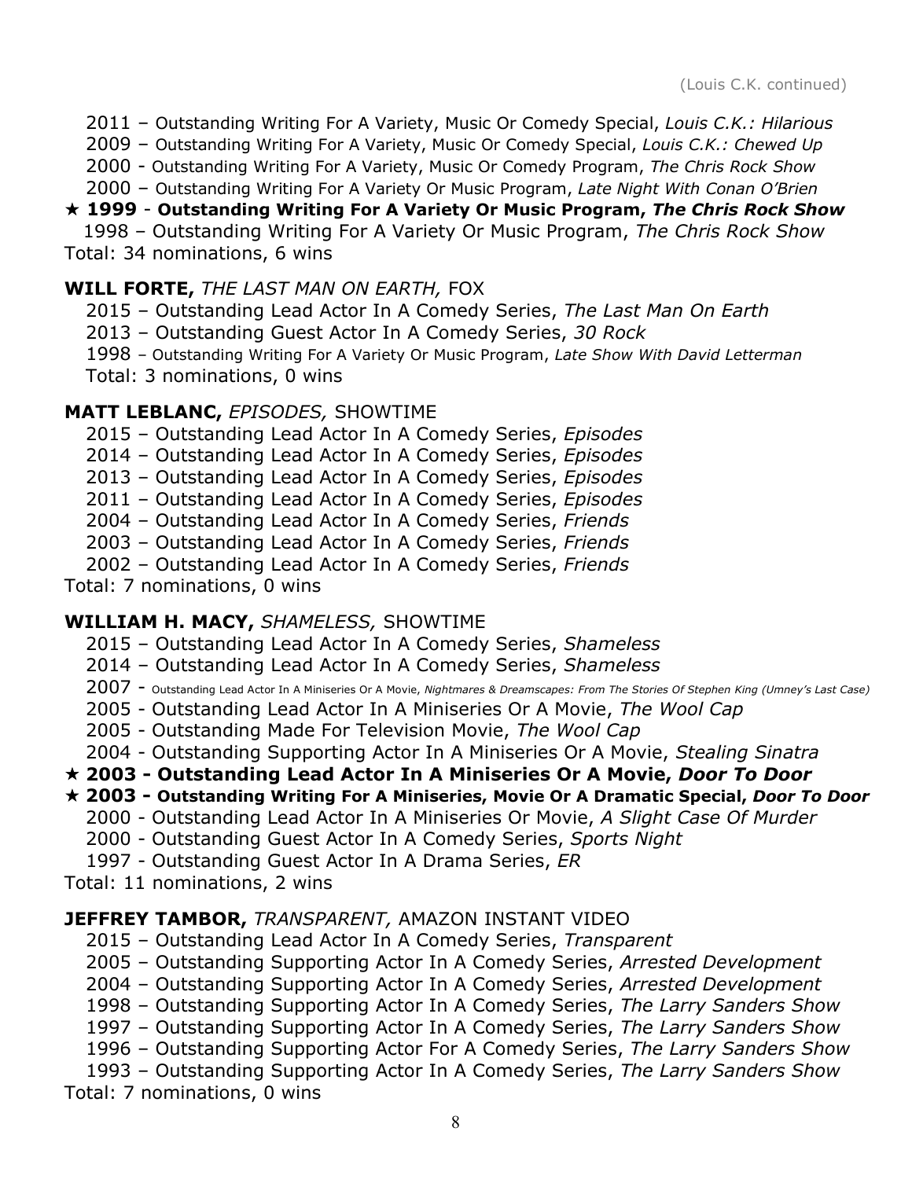(Louis C.K. continued)

2011 – Outstanding Writing For A Variety, Music Or Comedy Special, *Louis C.K.: Hilarious*
2009 – Outstanding Writing For A Variety, Music Or Comedy Special, *Louis C.K.: Chewed Up*
2000 - Outstanding Writing For A Variety, Music Or Comedy Program, *The Chris Rock Show*
2000 – Outstanding Writing For A Variety Or Music Program, *Late Night With Conan O'Brien*
★ **1999 - Outstanding Writing For A Variety Or Music Program, *The Chris Rock Show***
1998 – Outstanding Writing For A Variety Or Music Program, *The Chris Rock Show*
Total: 34 nominations, 6 wins

**WILL FORTE,** *THE LAST MAN ON EARTH,* FOX
2015 – Outstanding Lead Actor In A Comedy Series, *The Last Man On Earth*
2013 – Outstanding Guest Actor In A Comedy Series, *30 Rock*
1998 – Outstanding Writing For A Variety Or Music Program, *Late Show With David Letterman*
Total: 3 nominations, 0 wins

**MATT LEBLANC,** *EPISODES,* SHOWTIME
2015 – Outstanding Lead Actor In A Comedy Series, *Episodes*
2014 – Outstanding Lead Actor In A Comedy Series, *Episodes*
2013 – Outstanding Lead Actor In A Comedy Series, *Episodes*
2011 – Outstanding Lead Actor In A Comedy Series, *Episodes*
2004 – Outstanding Lead Actor In A Comedy Series, *Friends*
2003 – Outstanding Lead Actor In A Comedy Series, *Friends*
2002 – Outstanding Lead Actor In A Comedy Series, *Friends*
Total: 7 nominations, 0 wins

**WILLIAM H. MACY,** *SHAMELESS,* SHOWTIME
2015 – Outstanding Lead Actor In A Comedy Series, *Shameless*
2014 – Outstanding Lead Actor In A Comedy Series, *Shameless*
2007 - Outstanding Lead Actor In A Miniseries Or A Movie, *Nightmares & Dreamscapes: From The Stories Of Stephen King (Umney's Last Case)*
2005 - Outstanding Lead Actor In A Miniseries Or A Movie, *The Wool Cap*
2005 - Outstanding Made For Television Movie, *The Wool Cap*
2004 - Outstanding Supporting Actor In A Miniseries Or A Movie, *Stealing Sinatra*
★ **2003 - Outstanding Lead Actor In A Miniseries Or A Movie, *Door To Door***
★ **2003 - Outstanding Writing For A Miniseries, Movie Or A Dramatic Special, *Door To Door***
2000 - Outstanding Lead Actor In A Miniseries Or Movie, *A Slight Case Of Murder*
2000 - Outstanding Guest Actor In A Comedy Series, *Sports Night*
1997 - Outstanding Guest Actor In A Drama Series, *ER*
Total: 11 nominations, 2 wins

**JEFFREY TAMBOR,** *TRANSPARENT,* AMAZON INSTANT VIDEO
2015 – Outstanding Lead Actor In A Comedy Series, *Transparent*
2005 – Outstanding Supporting Actor In A Comedy Series, *Arrested Development*
2004 – Outstanding Supporting Actor In A Comedy Series, *Arrested Development*
1998 – Outstanding Supporting Actor In A Comedy Series, *The Larry Sanders Show*
1997 – Outstanding Supporting Actor In A Comedy Series, *The Larry Sanders Show*
1996 – Outstanding Supporting Actor For A Comedy Series, *The Larry Sanders Show*
1993 – Outstanding Supporting Actor In A Comedy Series, *The Larry Sanders Show*
Total: 7 nominations, 0 wins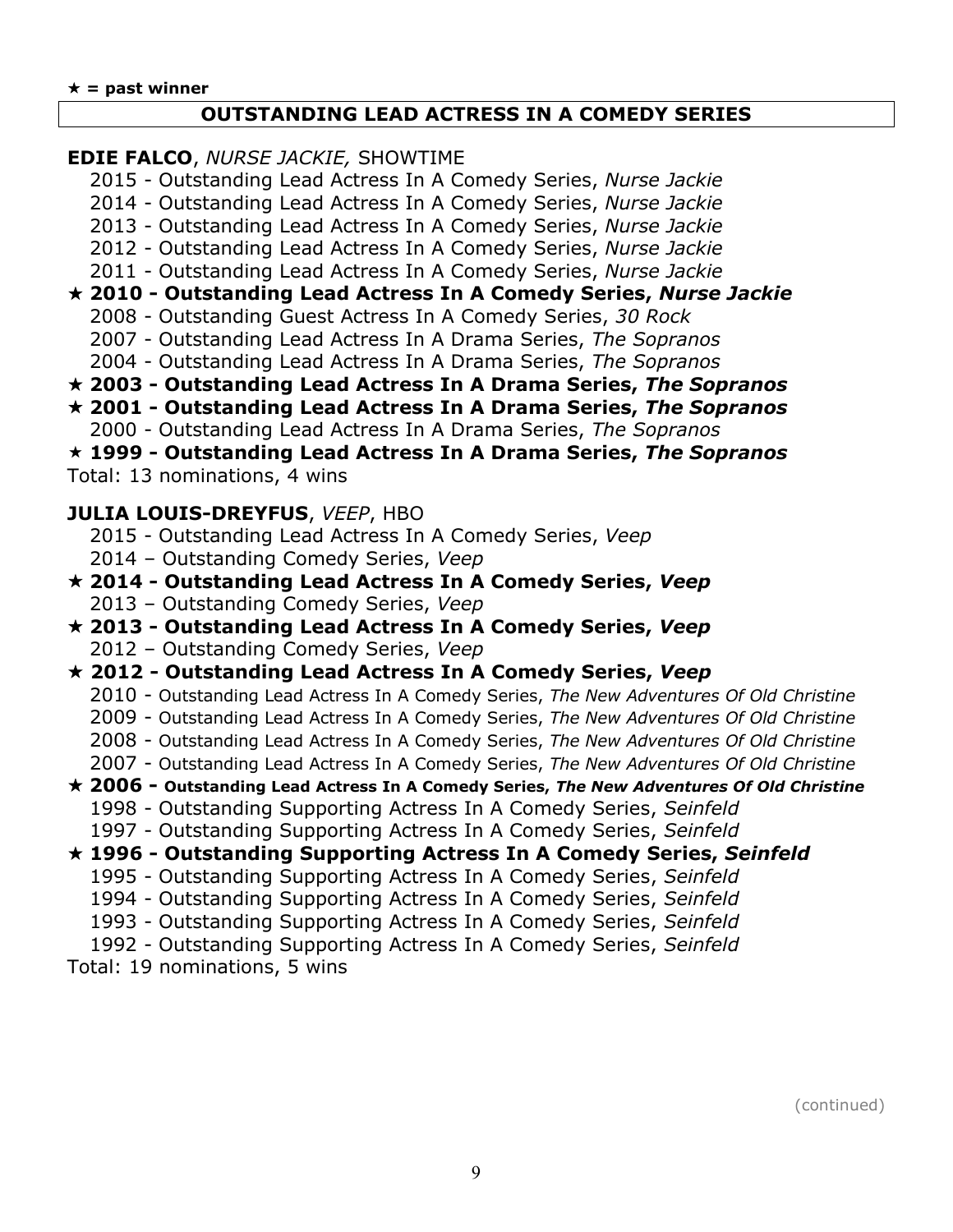★ **= past winner**

## OUTSTANDING LEAD ACTRESS IN A COMEDY SERIES

**EDIE FALCO**, *NURSE JACKIE,* SHOWTIME

2015 - Outstanding Lead Actress In A Comedy Series, *Nurse Jackie*
2014 - Outstanding Lead Actress In A Comedy Series, *Nurse Jackie*
2013 - Outstanding Lead Actress In A Comedy Series, *Nurse Jackie*
2012 - Outstanding Lead Actress In A Comedy Series, *Nurse Jackie*
2011 - Outstanding Lead Actress In A Comedy Series, *Nurse Jackie*
★ **2010 - Outstanding Lead Actress In A Comedy Series, *Nurse Jackie***
2008 - Outstanding Guest Actress In A Comedy Series, *30 Rock*
2007 - Outstanding Lead Actress In A Drama Series, *The Sopranos*
2004 - Outstanding Lead Actress In A Drama Series, *The Sopranos*
★ **2003 - Outstanding Lead Actress In A Drama Series, *The Sopranos***
★ **2001 - Outstanding Lead Actress In A Drama Series, *The Sopranos***
2000 - Outstanding Lead Actress In A Drama Series, *The Sopranos*
★ **1999 - Outstanding Lead Actress In A Drama Series, *The Sopranos***
Total: 13 nominations, 4 wins

**JULIA LOUIS-DREYFUS**, *VEEP*, HBO

2015 - Outstanding Lead Actress In A Comedy Series, *Veep*
2014 – Outstanding Comedy Series, *Veep*
★ **2014 - Outstanding Lead Actress In A Comedy Series, *Veep***
2013 – Outstanding Comedy Series, *Veep*
★ **2013 - Outstanding Lead Actress In A Comedy Series, *Veep***
2012 – Outstanding Comedy Series, *Veep*
★ **2012 - Outstanding Lead Actress In A Comedy Series, *Veep***
2010 - Outstanding Lead Actress In A Comedy Series, *The New Adventures Of Old Christine*
2009 - Outstanding Lead Actress In A Comedy Series, *The New Adventures Of Old Christine*
2008 - Outstanding Lead Actress In A Comedy Series, *The New Adventures Of Old Christine*
2007 - Outstanding Lead Actress In A Comedy Series, *The New Adventures Of Old Christine*
★ **2006 - Outstanding Lead Actress In A Comedy Series, *The New Adventures Of Old Christine***
1998 - Outstanding Supporting Actress In A Comedy Series, *Seinfeld*
1997 - Outstanding Supporting Actress In A Comedy Series, *Seinfeld*
★ **1996 - Outstanding Supporting Actress In A Comedy Series, *Seinfeld***
1995 - Outstanding Supporting Actress In A Comedy Series, *Seinfeld*
1994 - Outstanding Supporting Actress In A Comedy Series, *Seinfeld*
1993 - Outstanding Supporting Actress In A Comedy Series, *Seinfeld*
1992 - Outstanding Supporting Actress In A Comedy Series, *Seinfeld*
Total: 19 nominations, 5 wins

(continued)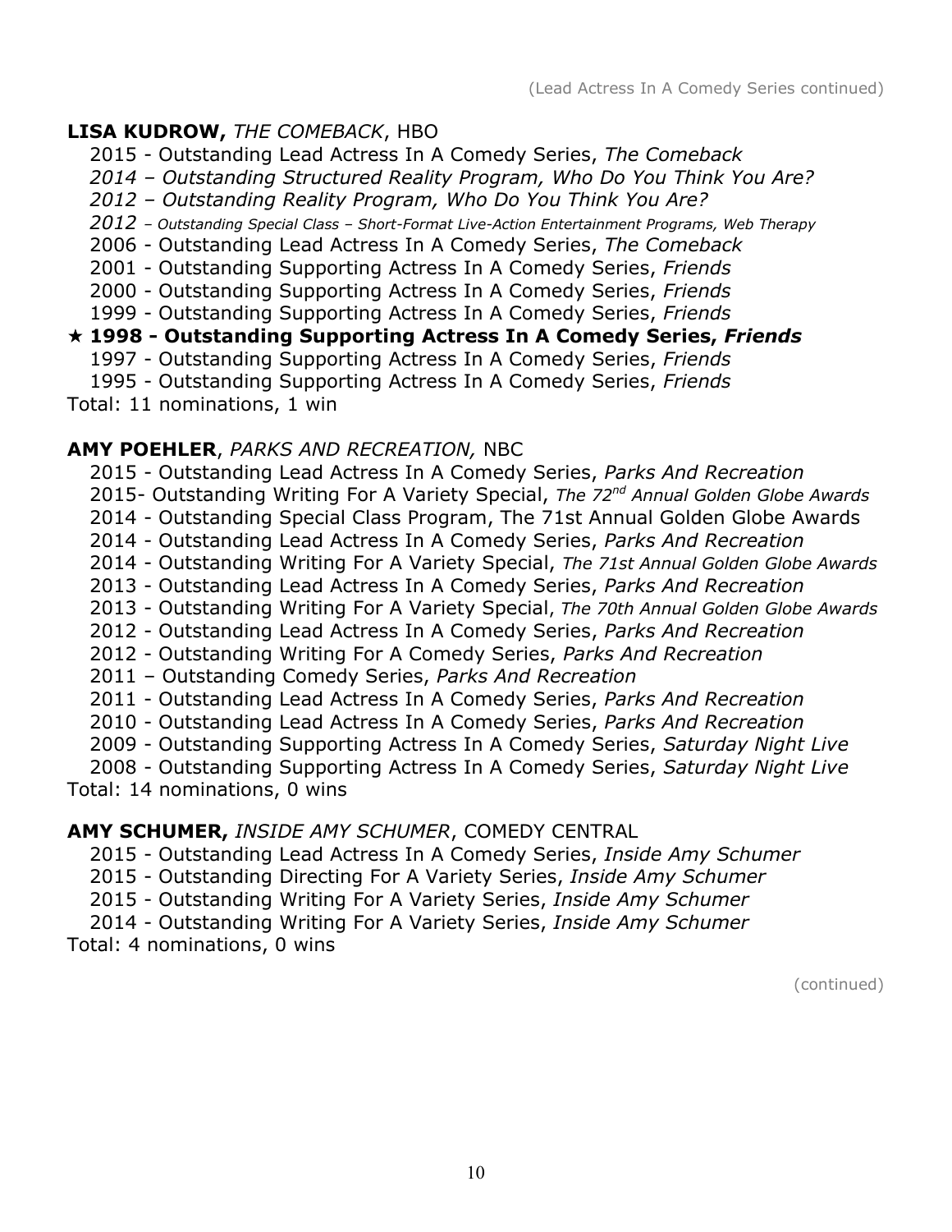(Lead Actress In A Comedy Series continued)

**LISA KUDROW,** *THE COMEBACK*, HBO

- 2015 - Outstanding Lead Actress In A Comedy Series, *The Comeback*
- *2014 – Outstanding Structured Reality Program, Who Do You Think You Are?*
- *2012 – Outstanding Reality Program, Who Do You Think You Are?*
- *2012 – Outstanding Special Class – Short-Format Live-Action Entertainment Programs, Web Therapy*
- 2006 - Outstanding Lead Actress In A Comedy Series, *The Comeback*
- 2001 - Outstanding Supporting Actress In A Comedy Series, *Friends*
- 2000 - Outstanding Supporting Actress In A Comedy Series, *Friends*
- 1999 - Outstanding Supporting Actress In A Comedy Series, *Friends*
- ★ **1998 - Outstanding Supporting Actress In A Comedy Series, *Friends***
- 1997 - Outstanding Supporting Actress In A Comedy Series, *Friends*
- 1995 - Outstanding Supporting Actress In A Comedy Series, *Friends*

Total: 11 nominations, 1 win

**AMY POEHLER**, *PARKS AND RECREATION,* NBC

- 2015 - Outstanding Lead Actress In A Comedy Series, *Parks And Recreation*
- 2015- Outstanding Writing For A Variety Special, *The 72nd Annual Golden Globe Awards*
- 2014 - Outstanding Special Class Program, The 71st Annual Golden Globe Awards
- 2014 - Outstanding Lead Actress In A Comedy Series, *Parks And Recreation*
- 2014 - Outstanding Writing For A Variety Special, *The 71st Annual Golden Globe Awards*
- 2013 - Outstanding Lead Actress In A Comedy Series, *Parks And Recreation*
- 2013 - Outstanding Writing For A Variety Special, *The 70th Annual Golden Globe Awards*
- 2012 - Outstanding Lead Actress In A Comedy Series, *Parks And Recreation*
- 2012 - Outstanding Writing For A Comedy Series, *Parks And Recreation*
- 2011 – Outstanding Comedy Series, *Parks And Recreation*
- 2011 - Outstanding Lead Actress In A Comedy Series, *Parks And Recreation*
- 2010 - Outstanding Lead Actress In A Comedy Series, *Parks And Recreation*
- 2009 - Outstanding Supporting Actress In A Comedy Series, *Saturday Night Live*
- 2008 - Outstanding Supporting Actress In A Comedy Series, *Saturday Night Live*

Total: 14 nominations, 0 wins

**AMY SCHUMER,** *INSIDE AMY SCHUMER*, COMEDY CENTRAL

- 2015 - Outstanding Lead Actress In A Comedy Series, *Inside Amy Schumer*
- 2015 - Outstanding Directing For A Variety Series, *Inside Amy Schumer*
- 2015 - Outstanding Writing For A Variety Series, *Inside Amy Schumer*
- 2014 - Outstanding Writing For A Variety Series, *Inside Amy Schumer*

Total: 4 nominations, 0 wins

(continued)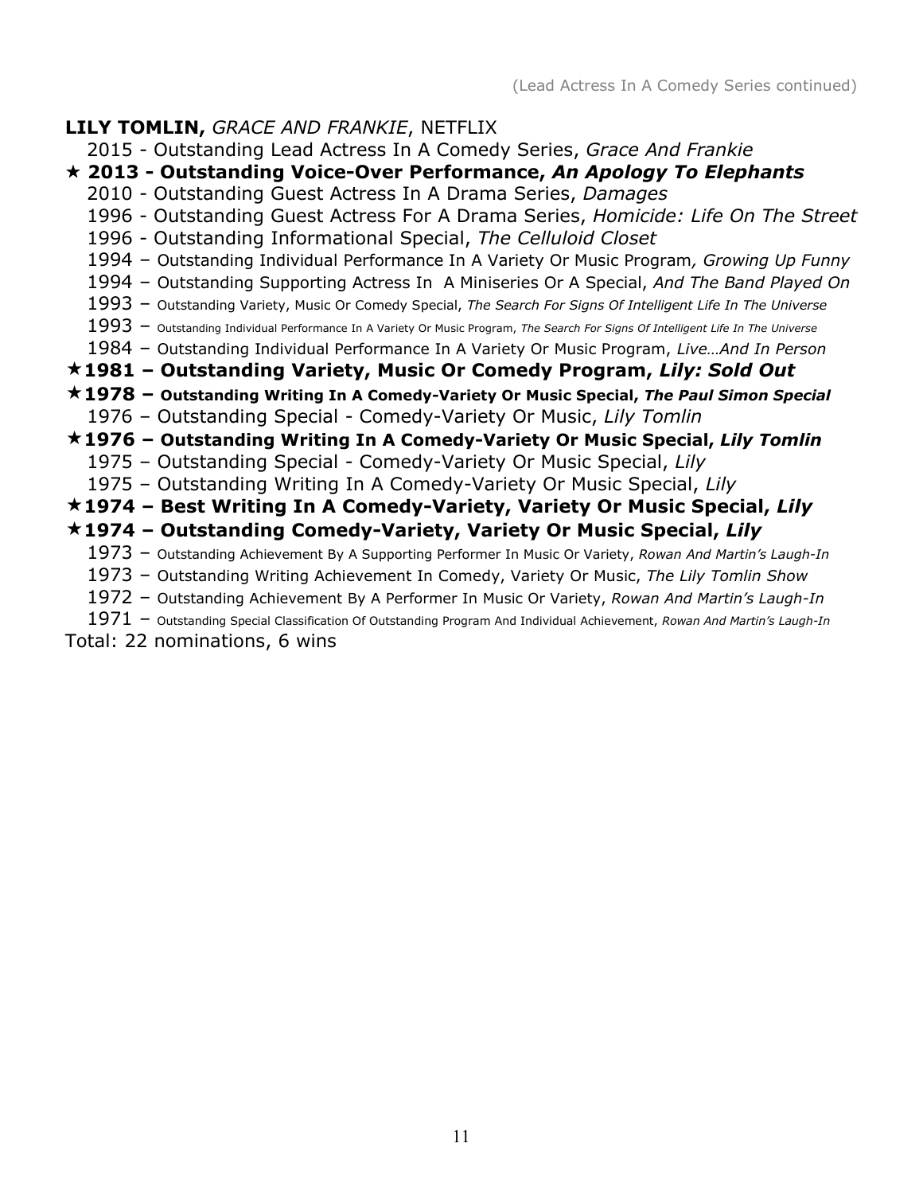(Lead Actress In A Comedy Series continued)

**LILY TOMLIN,** *GRACE AND FRANKIE*, NETFLIX

2015 - Outstanding Lead Actress In A Comedy Series, *Grace And Frankie*
★ **2013 - Outstanding Voice-Over Performance, *An Apology To Elephants***
2010 - Outstanding Guest Actress In A Drama Series, *Damages*
1996 - Outstanding Guest Actress For A Drama Series, *Homicide: Life On The Street*
1996 - Outstanding Informational Special, *The Celluloid Closet*
1994 – Outstanding Individual Performance In A Variety Or Music Program*, Growing Up Funny*
1994 – Outstanding Supporting Actress In A Miniseries Or A Special, *And The Band Played On*
1993 – Outstanding Variety, Music Or Comedy Special, *The Search For Signs Of Intelligent Life In The Universe*
1993 – Outstanding Individual Performance In A Variety Or Music Program, *The Search For Signs Of Intelligent Life In The Universe*
1984 – Outstanding Individual Performance In A Variety Or Music Program, *Live…And In Person*
★ **1981 – Outstanding Variety, Music Or Comedy Program, *Lily: Sold Out***
★ **1978 – Outstanding Writing In A Comedy-Variety Or Music Special, *The Paul Simon Special***
1976 – Outstanding Special - Comedy-Variety Or Music, *Lily Tomlin*
★ **1976 – Outstanding Writing In A Comedy-Variety Or Music Special, *Lily Tomlin***
1975 – Outstanding Special - Comedy-Variety Or Music Special, *Lily*
1975 – Outstanding Writing In A Comedy-Variety Or Music Special, *Lily*
★ **1974 – Best Writing In A Comedy-Variety, Variety Or Music Special, *Lily***
★ **1974 – Outstanding Comedy-Variety, Variety Or Music Special, *Lily***
1973 – Outstanding Achievement By A Supporting Performer In Music Or Variety, *Rowan And Martin's Laugh-In*
1973 – Outstanding Writing Achievement In Comedy, Variety Or Music, *The Lily Tomlin Show*
1972 – Outstanding Achievement By A Performer In Music Or Variety, *Rowan And Martin's Laugh-In*
1971 – Outstanding Special Classification Of Outstanding Program And Individual Achievement, *Rowan And Martin's Laugh-In*

Total: 22 nominations, 6 wins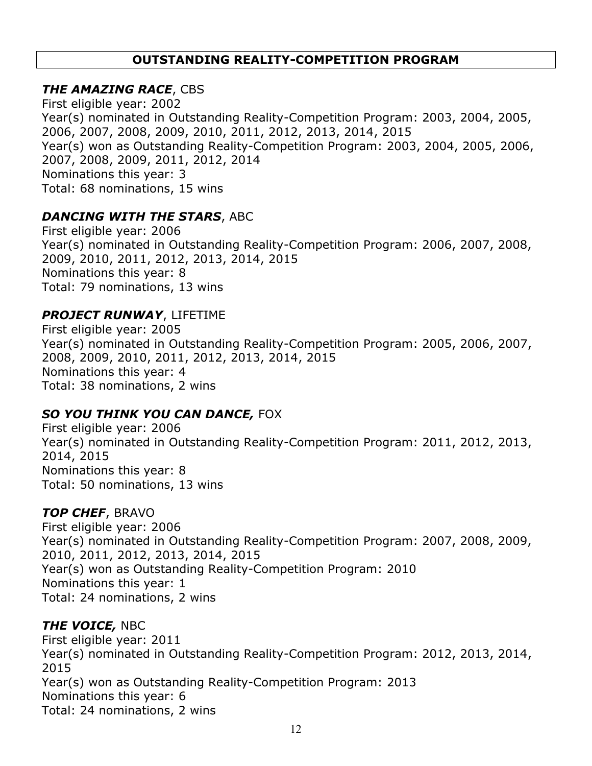## OUTSTANDING REALITY-COMPETITION PROGRAM

***THE AMAZING RACE***, CBS
First eligible year: 2002
Year(s) nominated in Outstanding Reality-Competition Program: 2003, 2004, 2005, 2006, 2007, 2008, 2009, 2010, 2011, 2012, 2013, 2014, 2015
Year(s) won as Outstanding Reality-Competition Program: 2003, 2004, 2005, 2006, 2007, 2008, 2009, 2011, 2012, 2014
Nominations this year: 3
Total: 68 nominations, 15 wins

***DANCING WITH THE STARS***, ABC
First eligible year: 2006
Year(s) nominated in Outstanding Reality-Competition Program: 2006, 2007, 2008, 2009, 2010, 2011, 2012, 2013, 2014, 2015
Nominations this year: 8
Total: 79 nominations, 13 wins

***PROJECT RUNWAY***, LIFETIME
First eligible year: 2005
Year(s) nominated in Outstanding Reality-Competition Program: 2005, 2006, 2007, 2008, 2009, 2010, 2011, 2012, 2013, 2014, 2015
Nominations this year: 4
Total: 38 nominations, 2 wins

***SO YOU THINK YOU CAN DANCE,*** FOX
First eligible year: 2006
Year(s) nominated in Outstanding Reality-Competition Program: 2011, 2012, 2013, 2014, 2015
Nominations this year: 8
Total: 50 nominations, 13 wins

***TOP CHEF***, BRAVO
First eligible year: 2006
Year(s) nominated in Outstanding Reality-Competition Program: 2007, 2008, 2009, 2010, 2011, 2012, 2013, 2014, 2015
Year(s) won as Outstanding Reality-Competition Program: 2010
Nominations this year: 1
Total: 24 nominations, 2 wins

***THE VOICE,*** NBC
First eligible year: 2011
Year(s) nominated in Outstanding Reality-Competition Program: 2012, 2013, 2014, 2015
Year(s) won as Outstanding Reality-Competition Program: 2013
Nominations this year: 6
Total: 24 nominations, 2 wins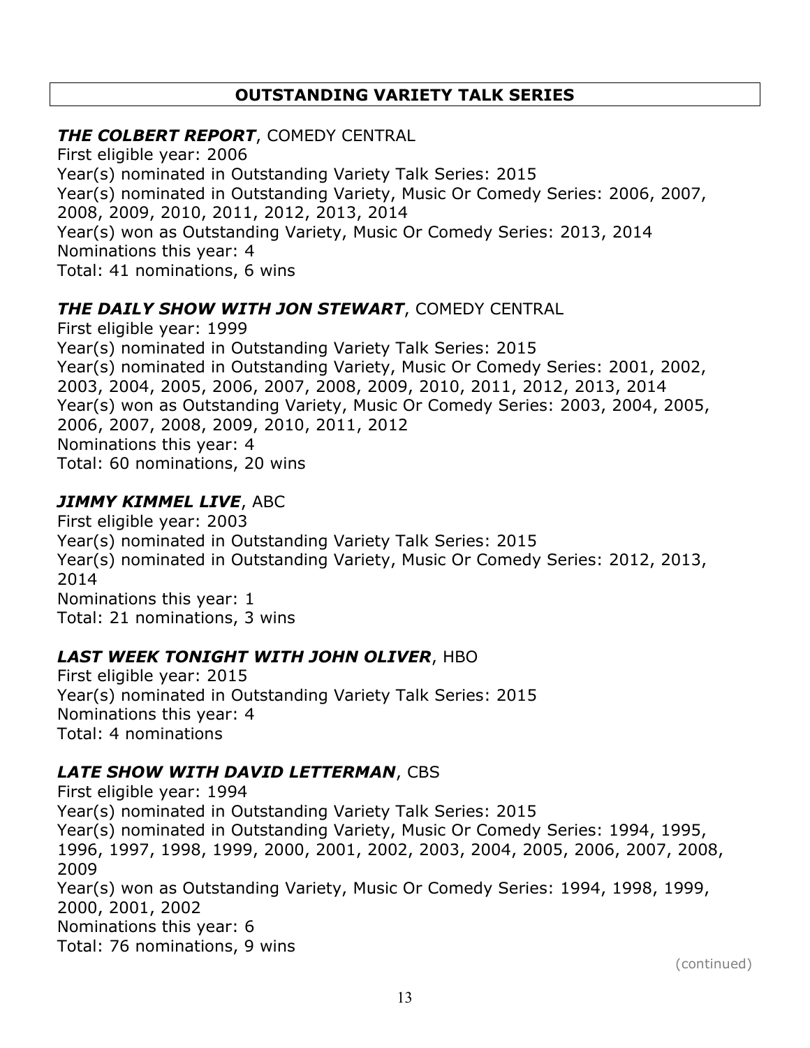## OUTSTANDING VARIETY TALK SERIES

***THE COLBERT REPORT***, COMEDY CENTRAL
First eligible year: 2006
Year(s) nominated in Outstanding Variety Talk Series: 2015
Year(s) nominated in Outstanding Variety, Music Or Comedy Series: 2006, 2007, 2008, 2009, 2010, 2011, 2012, 2013, 2014
Year(s) won as Outstanding Variety, Music Or Comedy Series: 2013, 2014
Nominations this year: 4
Total: 41 nominations, 6 wins

***THE DAILY SHOW WITH JON STEWART***, COMEDY CENTRAL
First eligible year: 1999
Year(s) nominated in Outstanding Variety Talk Series: 2015
Year(s) nominated in Outstanding Variety, Music Or Comedy Series: 2001, 2002, 2003, 2004, 2005, 2006, 2007, 2008, 2009, 2010, 2011, 2012, 2013, 2014
Year(s) won as Outstanding Variety, Music Or Comedy Series: 2003, 2004, 2005, 2006, 2007, 2008, 2009, 2010, 2011, 2012
Nominations this year: 4
Total: 60 nominations, 20 wins

***JIMMY KIMMEL LIVE***, ABC
First eligible year: 2003
Year(s) nominated in Outstanding Variety Talk Series: 2015
Year(s) nominated in Outstanding Variety, Music Or Comedy Series: 2012, 2013, 2014
Nominations this year: 1
Total: 21 nominations, 3 wins

***LAST WEEK TONIGHT WITH JOHN OLIVER***, HBO
First eligible year: 2015
Year(s) nominated in Outstanding Variety Talk Series: 2015
Nominations this year: 4
Total: 4 nominations

***LATE SHOW WITH DAVID LETTERMAN***, CBS
First eligible year: 1994
Year(s) nominated in Outstanding Variety Talk Series: 2015
Year(s) nominated in Outstanding Variety, Music Or Comedy Series: 1994, 1995, 1996, 1997, 1998, 1999, 2000, 2001, 2002, 2003, 2004, 2005, 2006, 2007, 2008, 2009
Year(s) won as Outstanding Variety, Music Or Comedy Series: 1994, 1998, 1999, 2000, 2001, 2002
Nominations this year: 6
Total: 76 nominations, 9 wins

(continued)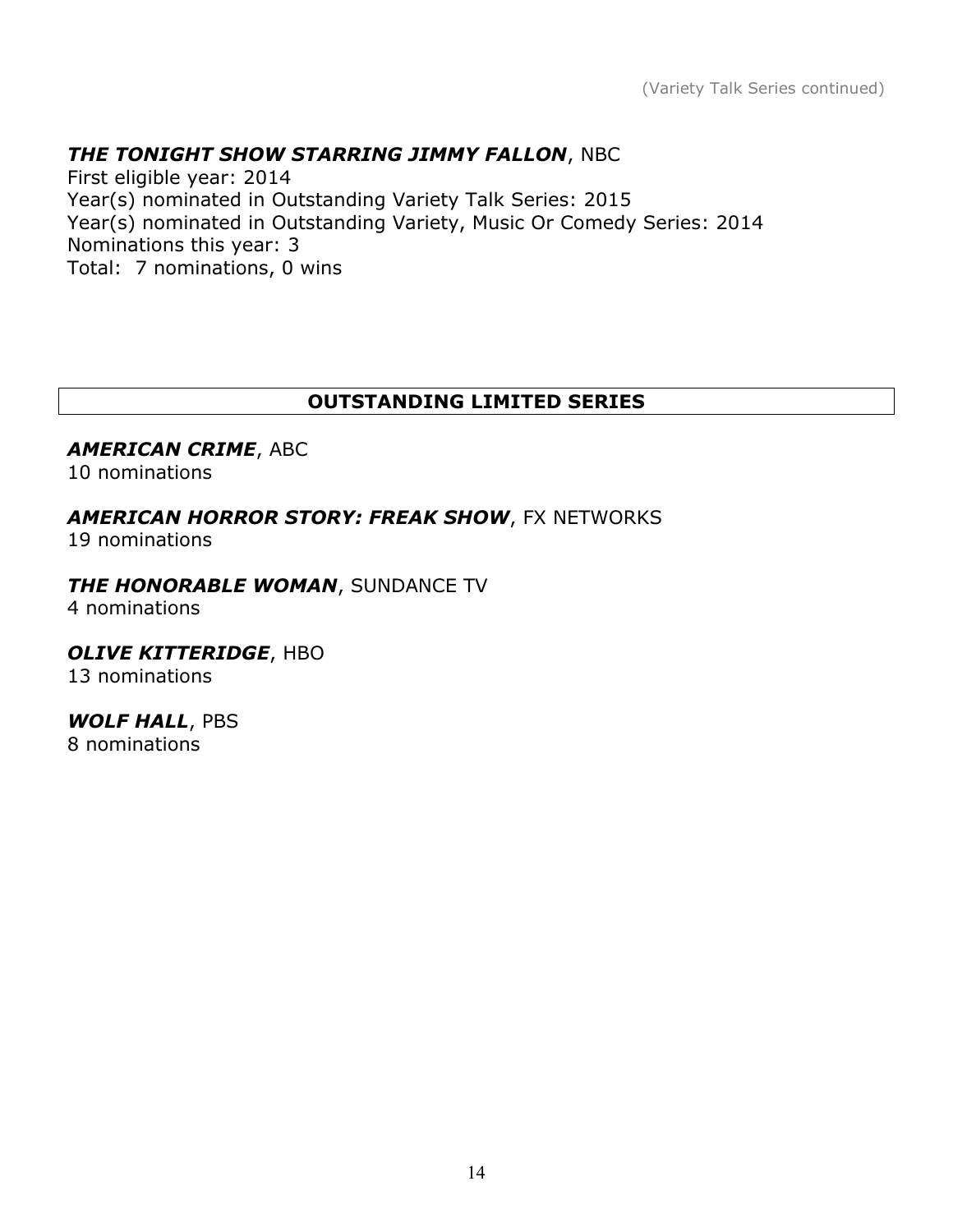(Variety Talk Series continued)

***THE TONIGHT SHOW STARRING JIMMY FALLON***, NBC
First eligible year: 2014
Year(s) nominated in Outstanding Variety Talk Series: 2015
Year(s) nominated in Outstanding Variety, Music Or Comedy Series: 2014
Nominations this year: 3
Total: 7 nominations, 0 wins

## OUTSTANDING LIMITED SERIES

***AMERICAN CRIME***, ABC
10 nominations

***AMERICAN HORROR STORY: FREAK SHOW***, FX NETWORKS
19 nominations

***THE HONORABLE WOMAN***, SUNDANCE TV
4 nominations

***OLIVE KITTERIDGE***, HBO
13 nominations

***WOLF HALL***, PBS
8 nominations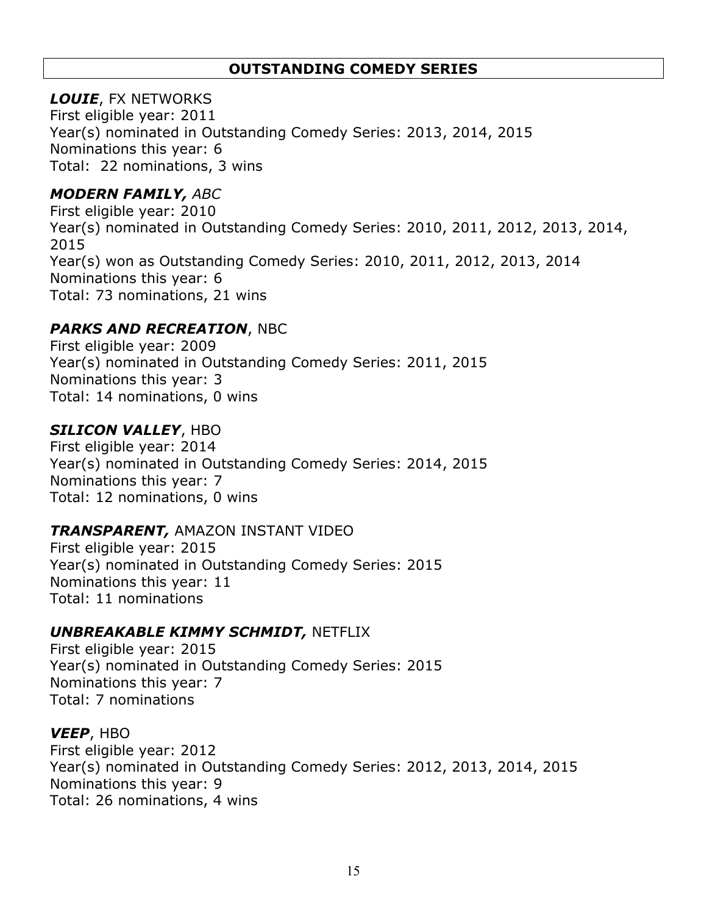## OUTSTANDING COMEDY SERIES

***LOUIE***, FX NETWORKS
First eligible year: 2011
Year(s) nominated in Outstanding Comedy Series: 2013, 2014, 2015
Nominations this year: 6
Total: 22 nominations, 3 wins

***MODERN FAMILY,*** *ABC*
First eligible year: 2010
Year(s) nominated in Outstanding Comedy Series: 2010, 2011, 2012, 2013, 2014, 2015
Year(s) won as Outstanding Comedy Series: 2010, 2011, 2012, 2013, 2014
Nominations this year: 6
Total: 73 nominations, 21 wins

***PARKS AND RECREATION***, NBC
First eligible year: 2009
Year(s) nominated in Outstanding Comedy Series: 2011, 2015
Nominations this year: 3
Total: 14 nominations, 0 wins

***SILICON VALLEY***, HBO
First eligible year: 2014
Year(s) nominated in Outstanding Comedy Series: 2014, 2015
Nominations this year: 7
Total: 12 nominations, 0 wins

***TRANSPARENT,*** AMAZON INSTANT VIDEO
First eligible year: 2015
Year(s) nominated in Outstanding Comedy Series: 2015
Nominations this year: 11
Total: 11 nominations

***UNBREAKABLE KIMMY SCHMIDT,*** NETFLIX
First eligible year: 2015
Year(s) nominated in Outstanding Comedy Series: 2015
Nominations this year: 7
Total: 7 nominations

***VEEP***, HBO
First eligible year: 2012
Year(s) nominated in Outstanding Comedy Series: 2012, 2013, 2014, 2015
Nominations this year: 9
Total: 26 nominations, 4 wins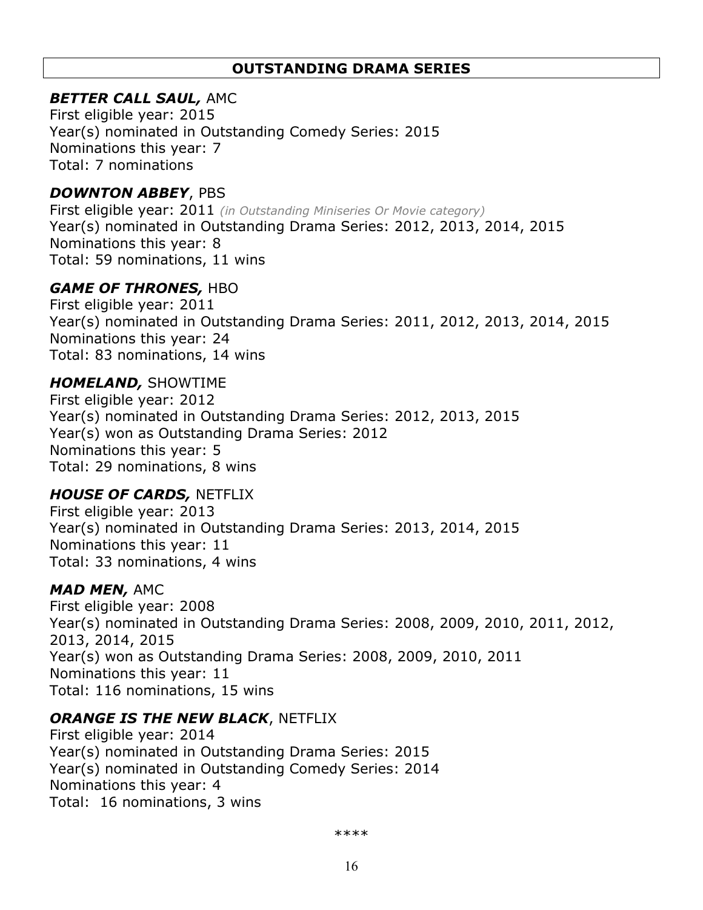## OUTSTANDING DRAMA SERIES

***BETTER CALL SAUL,*** AMC
First eligible year: 2015
Year(s) nominated in Outstanding Comedy Series: 2015
Nominations this year: 7
Total: 7 nominations

***DOWNTON ABBEY***, PBS
First eligible year: 2011 *(in Outstanding Miniseries Or Movie category)*
Year(s) nominated in Outstanding Drama Series: 2012, 2013, 2014, 2015
Nominations this year: 8
Total: 59 nominations, 11 wins

***GAME OF THRONES,*** HBO
First eligible year: 2011
Year(s) nominated in Outstanding Drama Series: 2011, 2012, 2013, 2014, 2015
Nominations this year: 24
Total: 83 nominations, 14 wins

***HOMELAND,*** SHOWTIME
First eligible year: 2012
Year(s) nominated in Outstanding Drama Series: 2012, 2013, 2015
Year(s) won as Outstanding Drama Series: 2012
Nominations this year: 5
Total: 29 nominations, 8 wins

***HOUSE OF CARDS,*** NETFLIX
First eligible year: 2013
Year(s) nominated in Outstanding Drama Series: 2013, 2014, 2015
Nominations this year: 11
Total: 33 nominations, 4 wins

***MAD MEN,*** AMC
First eligible year: 2008
Year(s) nominated in Outstanding Drama Series: 2008, 2009, 2010, 2011, 2012, 2013, 2014, 2015
Year(s) won as Outstanding Drama Series: 2008, 2009, 2010, 2011
Nominations this year: 11
Total: 116 nominations, 15 wins

***ORANGE IS THE NEW BLACK***, NETFLIX
First eligible year: 2014
Year(s) nominated in Outstanding Drama Series: 2015
Year(s) nominated in Outstanding Comedy Series: 2014
Nominations this year: 4
Total: 16 nominations, 3 wins

****